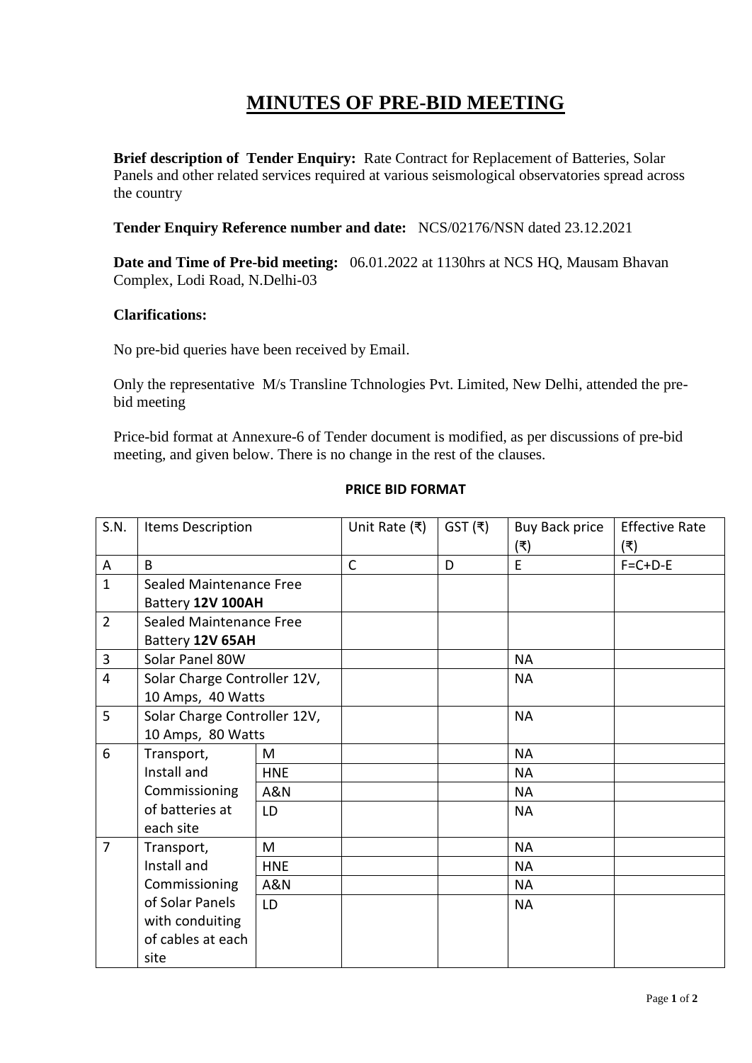# MINUTES OF PRE-BID MEETING

**Brief description of Tender Enquiry:** Rate Contract for Replacement of Batteries, Solar Panels and other related services required at various seismological observatories spread across the country

**Tender Enquiry Reference number and date:** NCS/02176/NSN dated 23.12.2021

**Date and Time of Pre-bid meeting:** 06.01.2022 at 1130hrs at NCS HQ, Mausam Bhavan Complex, Lodi Road, N.Delhi-03

**Clarifications:**

No pre-bid queries have been received by Email.

Only the representative M/s Transline Tchnologies Pvt. Limited, New Delhi, attended the pre-bid meeting

Price-bid format at Annexure-6 of Tender document is modified, as per discussions of pre-bid meeting, and given below. There is no change in the rest of the clauses.

**PRICE BID FORMAT**

| S.N. | Items Description | | Unit Rate (₹) | GST (₹) | Buy Back price (₹) | Effective Rate (₹) |
|---|---|---|---|---|---|---|
| A | B | | C | D | E | F=C+D-E |
| 1 | Sealed Maintenance Free Battery **12V 100AH** | | | | | |
| 2 | Sealed Maintenance Free Battery **12V 65AH** | | | | | |
| 3 | Solar Panel 80W | | | | NA | |
| 4 | Solar Charge Controller 12V, 10 Amps, 40 Watts | | | | NA | |
| 5 | Solar Charge Controller 12V, 10 Amps, 80 Watts | | | | NA | |
| 6 | Transport, Install and Commissioning of batteries at each site | M | | | NA | |
| | | HNE | | | NA | |
| | | A&N | | | NA | |
| | | LD | | | NA | |
| 7 | Transport, Install and Commissioning of Solar Panels with conduiting of cables at each site | M | | | NA | |
| | | HNE | | | NA | |
| | | A&N | | | NA | |
| | | LD | | | NA | |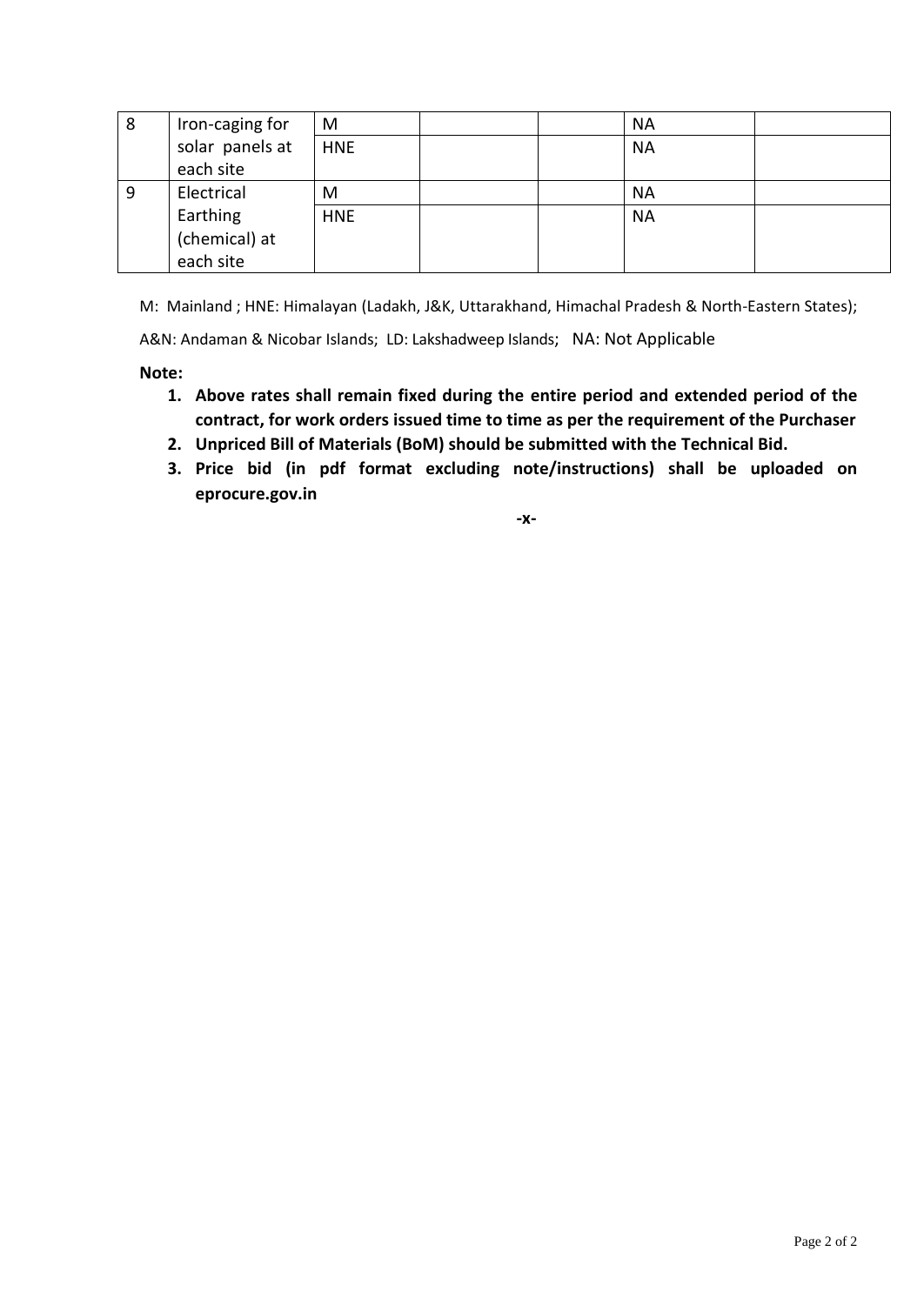| | | | | | | |
|---|---|---|---|---|---|---|
| 8 | Iron-caging for solar panels at each site | M | | | NA | |
| | | HNE | | | NA | |
| 9 | Electrical Earthing (chemical) at each site | M | | | NA | |
| | | HNE | | | NA | |

M: Mainland ; HNE: Himalayan (Ladakh, J&K, Uttarakhand, Himachal Pradesh & North-Eastern States);

A&N: Andaman & Nicobar Islands; LD: Lakshadweep Islands; NA: Not Applicable

**Note:**

1. **Above rates shall remain fixed during the entire period and extended period of the contract, for work orders issued time to time as per the requirement of the Purchaser**
2. **Unpriced Bill of Materials (BoM) should be submitted with the Technical Bid.**
3. **Price bid (in pdf format excluding note/instructions) shall be uploaded on eprocure.gov.in**

-x-